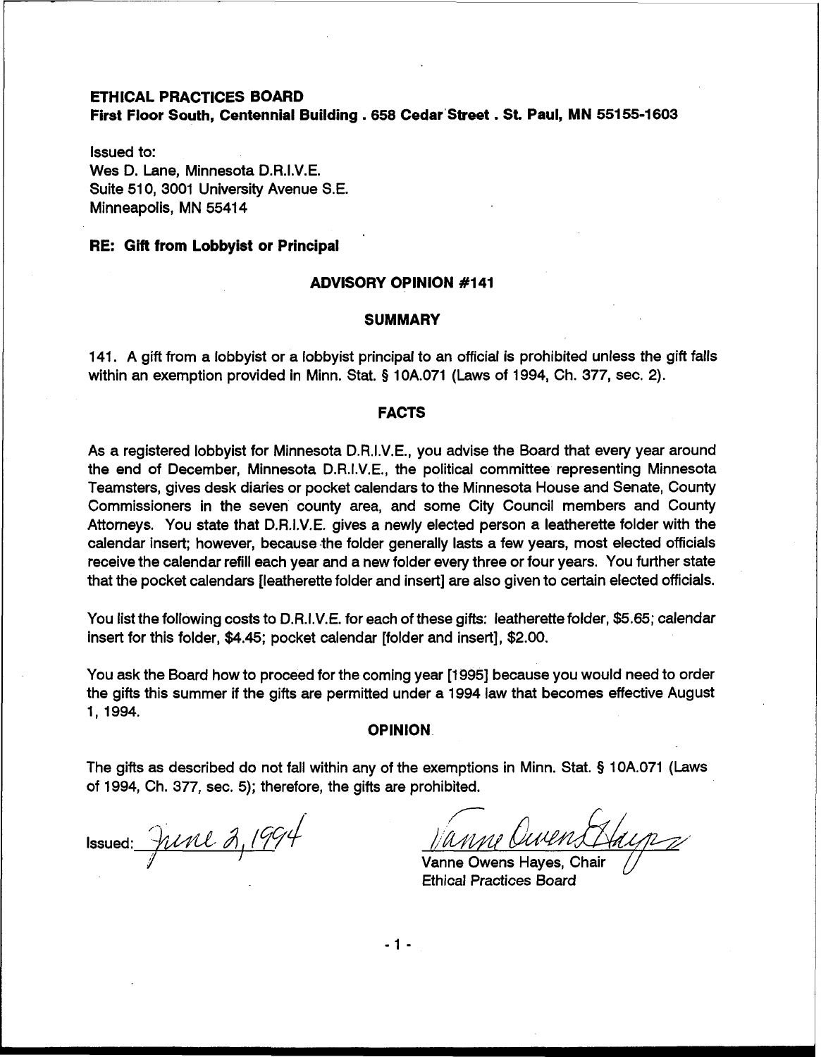**ETHICAL PRACTICES BOARD**
**First Floor South, Centennial Building . 658 Cedar Street . St. Paul, MN 55155-1603**

Issued to:
Wes D. Lane, Minnesota D.R.I.V.E.
Suite 510, 3001 University Avenue S.E.
Minneapolis, MN 55414

**RE: Gift from Lobbyist or Principal**

## ADVISORY OPINION #141

### SUMMARY

141. A gift from a lobbyist or a lobbyist principal to an official is prohibited unless the gift falls within an exemption provided in Minn. Stat. § 10A.071 (Laws of 1994, Ch. 377, sec. 2).

### FACTS

As a registered lobbyist for Minnesota D.R.I.V.E., you advise the Board that every year around the end of December, Minnesota D.R.I.V.E., the political committee representing Minnesota Teamsters, gives desk diaries or pocket calendars to the Minnesota House and Senate, County Commissioners in the seven county area, and some City Council members and County Attorneys. You state that D.R.I.V.E. gives a newly elected person a leatherette folder with the calendar insert; however, because the folder generally lasts a few years, most elected officials receive the calendar refill each year and a new folder every three or four years. You further state that the pocket calendars [leatherette folder and insert] are also given to certain elected officials.

You list the following costs to D.R.I.V.E. for each of these gifts: leatherette folder, $5.65; calendar insert for this folder, $4.45; pocket calendar [folder and insert], $2.00.

You ask the Board how to proceed for the coming year [1995] because you would need to order the gifts this summer if the gifts are permitted under a 1994 law that becomes effective August 1, 1994.

### OPINION

The gifts as described do not fall within any of the exemptions in Minn. Stat. § 10A.071 (Laws of 1994, Ch. 377, sec. 5); therefore, the gifts are prohibited.

Issued: June 2, 1994

Vanne Owens Hayes, Chair
Ethical Practices Board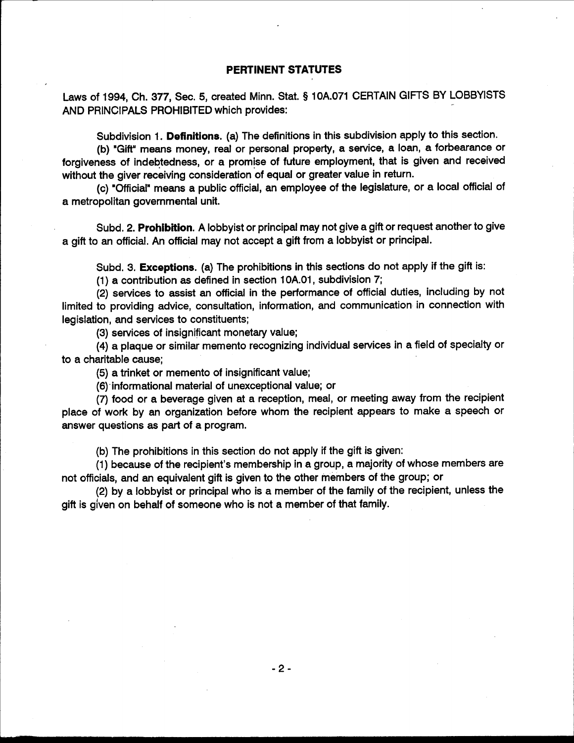## PERTINENT STATUTES

Laws of 1994, Ch. 377, Sec. 5, created Minn. Stat. § 10A.071 CERTAIN GIFTS BY LOBBYISTS AND PRINCIPALS PROHIBITED which provides:

Subdivision 1. **Definitions.** (a) The definitions in this subdivision apply to this section.

(b) "Gift" means money, real or personal property, a service, a loan, a forbearance or forgiveness of indebtedness, or a promise of future employment, that is given and received without the giver receiving consideration of equal or greater value in return.

(c) "Official" means a public official, an employee of the legislature, or a local official of a metropolitan governmental unit.

Subd. 2. **Prohibition.** A lobbyist or principal may not give a gift or request another to give a gift to an official. An official may not accept a gift from a lobbyist or principal.

Subd. 3. **Exceptions.** (a) The prohibitions in this sections do not apply if the gift is:

(1) a contribution as defined in section 10A.01, subdivision 7;

(2) services to assist an official in the performance of official duties, including by not limited to providing advice, consultation, information, and communication in connection with legislation, and services to constituents;

(3) services of insignificant monetary value;

(4) a plaque or similar memento recognizing individual services in a field of specialty or to a charitable cause;

(5) a trinket or memento of insignificant value;

(6) informational material of unexceptional value; or

(7) food or a beverage given at a reception, meal, or meeting away from the recipient place of work by an organization before whom the recipient appears to make a speech or answer questions as part of a program.

(b) The prohibitions in this section do not apply if the gift is given:

(1) because of the recipient's membership in a group, a majority of whose members are not officials, and an equivalent gift is given to the other members of the group; or

(2) by a lobbyist or principal who is a member of the family of the recipient, unless the gift is given on behalf of someone who is not a member of that family.